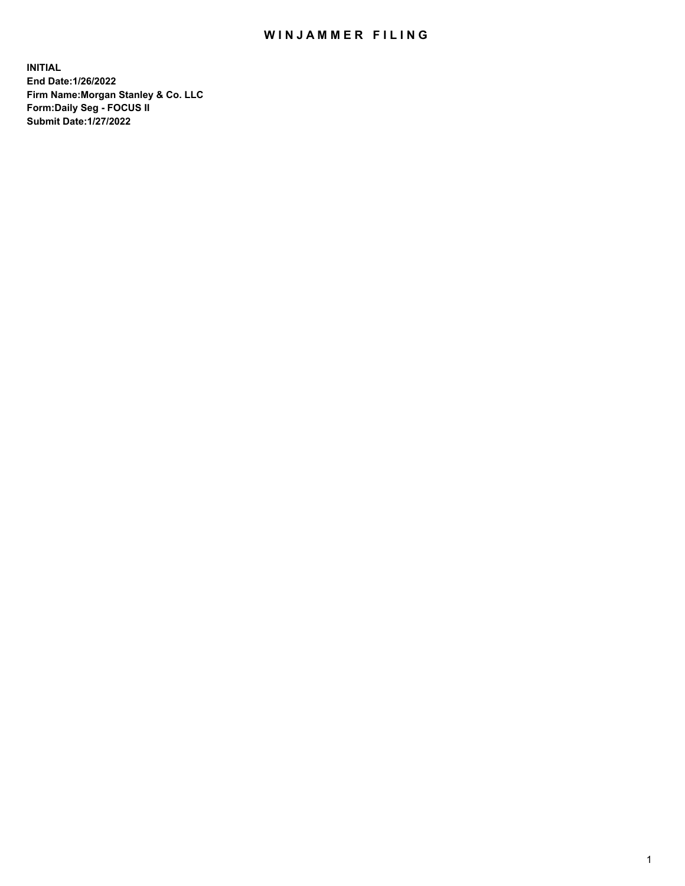# WINJAMMER FILING

**INITIAL**
**End Date:1/26/2022**
**Firm Name:Morgan Stanley & Co. LLC**
**Form:Daily Seg - FOCUS II**
**Submit Date:1/27/2022**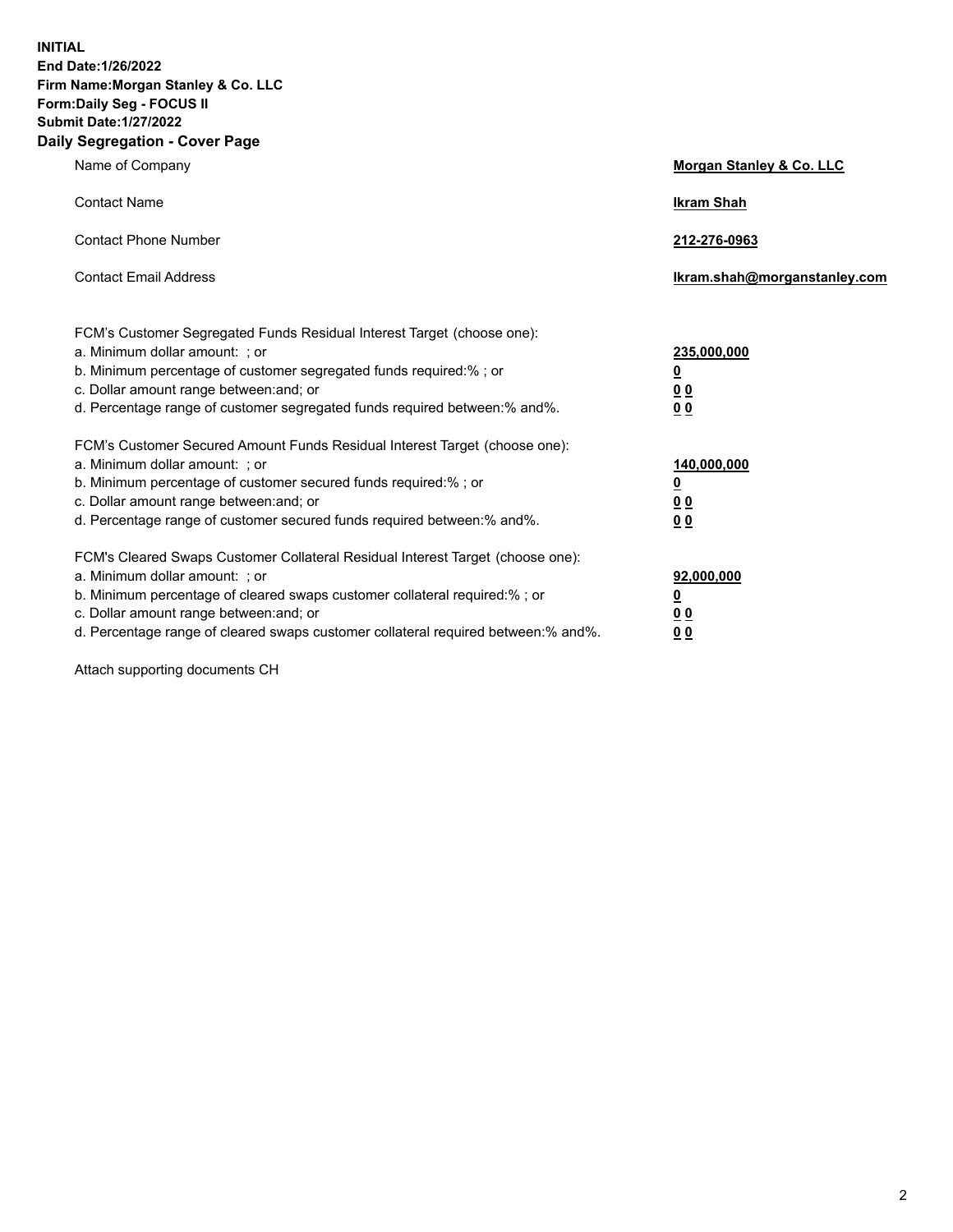**INITIAL**
**End Date:1/26/2022**
**Firm Name:Morgan Stanley & Co. LLC**
**Form:Daily Seg - FOCUS II**
**Submit Date:1/27/2022**

## Daily Segregation - Cover Page

| | |
|---|---|
| Name of Company | **Morgan Stanley & Co. LLC** |
| Contact Name | **Ikram Shah** |
| Contact Phone Number | **212-276-0963** |
| Contact Email Address | **Ikram.shah@morganstanley.com** |

| | |
|---|---|
| FCM's Customer Segregated Funds Residual Interest Target (choose one): | |
| a. Minimum dollar amount: ; or | **235,000,000** |
| b. Minimum percentage of customer segregated funds required:% ; or | **0** |
| c. Dollar amount range between:and; or | **0 0** |
| d. Percentage range of customer segregated funds required between:% and%. | **0 0** |
| FCM's Customer Secured Amount Funds Residual Interest Target (choose one): | |
| a. Minimum dollar amount: ; or | **140,000,000** |
| b. Minimum percentage of customer secured funds required:% ; or | **0** |
| c. Dollar amount range between:and; or | **0 0** |
| d. Percentage range of customer secured funds required between:% and%. | **0 0** |
| FCM's Cleared Swaps Customer Collateral Residual Interest Target (choose one): | |
| a. Minimum dollar amount: ; or | **92,000,000** |
| b. Minimum percentage of cleared swaps customer collateral required:% ; or | **0** |
| c. Dollar amount range between:and; or | **0 0** |
| d. Percentage range of cleared swaps customer collateral required between:% and%. | **0 0** |

Attach supporting documents CH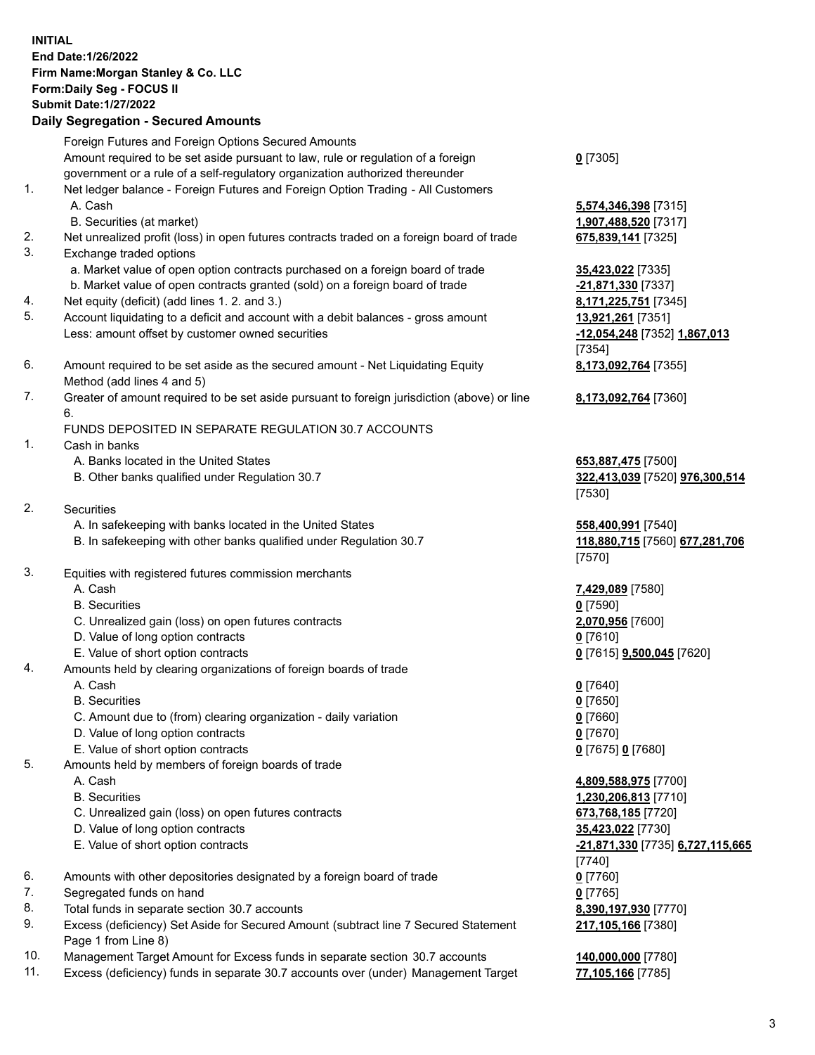**INITIAL**
**End Date:1/26/2022**
**Firm Name:Morgan Stanley & Co. LLC**
**Form:Daily Seg - FOCUS II**
**Submit Date:1/27/2022**

## Daily Segregation - Secured Amounts

| | | |
|---|---|---|
| | Foreign Futures and Foreign Options Secured Amounts | |
| | Amount required to be set aside pursuant to law, rule or regulation of a foreign government or a rule of a self-regulatory organization authorized thereunder | **0** [7305] |
| 1. | Net ledger balance - Foreign Futures and Foreign Option Trading - All Customers | |
| | A. Cash | **5,574,346,398** [7315] |
| | B. Securities (at market) | **1,907,488,520** [7317] |
| 2. | Net unrealized profit (loss) in open futures contracts traded on a foreign board of trade | **675,839,141** [7325] |
| 3. | Exchange traded options | |
| | a. Market value of open option contracts purchased on a foreign board of trade | **35,423,022** [7335] |
| | b. Market value of open contracts granted (sold) on a foreign board of trade | **-21,871,330** [7337] |
| 4. | Net equity (deficit) (add lines 1. 2. and 3.) | **8,171,225,751** [7345] |
| 5. | Account liquidating to a deficit and account with a debit balances - gross amount | **13,921,261** [7351] |
| | Less: amount offset by customer owned securities | **-12,054,248** [7352] **1,867,013** [7354] |
| 6. | Amount required to be set aside as the secured amount - Net Liquidating Equity Method (add lines 4 and 5) | **8,173,092,764** [7355] |
| 7. | Greater of amount required to be set aside pursuant to foreign jurisdiction (above) or line 6. | **8,173,092,764** [7360] |
| | FUNDS DEPOSITED IN SEPARATE REGULATION 30.7 ACCOUNTS | |
| 1. | Cash in banks | |
| | A. Banks located in the United States | **653,887,475** [7500] |
| | B. Other banks qualified under Regulation 30.7 | **322,413,039** [7520] **976,300,514** [7530] |
| 2. | Securities | |
| | A. In safekeeping with banks located in the United States | **558,400,991** [7540] |
| | B. In safekeeping with other banks qualified under Regulation 30.7 | **118,880,715** [7560] **677,281,706** [7570] |
| 3. | Equities with registered futures commission merchants | |
| | A. Cash | **7,429,089** [7580] |
| | B. Securities | **0** [7590] |
| | C. Unrealized gain (loss) on open futures contracts | **2,070,956** [7600] |
| | D. Value of long option contracts | **0** [7610] |
| | E. Value of short option contracts | **0** [7615] **9,500,045** [7620] |
| 4. | Amounts held by clearing organizations of foreign boards of trade | |
| | A. Cash | **0** [7640] |
| | B. Securities | **0** [7650] |
| | C. Amount due to (from) clearing organization - daily variation | **0** [7660] |
| | D. Value of long option contracts | **0** [7670] |
| | E. Value of short option contracts | **0** [7675] **0** [7680] |
| 5. | Amounts held by members of foreign boards of trade | |
| | A. Cash | **4,809,588,975** [7700] |
| | B. Securities | **1,230,206,813** [7710] |
| | C. Unrealized gain (loss) on open futures contracts | **673,768,185** [7720] |
| | D. Value of long option contracts | **35,423,022** [7730] |
| | E. Value of short option contracts | **-21,871,330** [7735] **6,727,115,665** [7740] |
| 6. | Amounts with other depositories designated by a foreign board of trade | **0** [7760] |
| 7. | Segregated funds on hand | **0** [7765] |
| 8. | Total funds in separate section 30.7 accounts | **8,390,197,930** [7770] |
| 9. | Excess (deficiency) Set Aside for Secured Amount (subtract line 7 Secured Statement Page 1 from Line 8) | **217,105,166** [7380] |
| 10. | Management Target Amount for Excess funds in separate section 30.7 accounts | **140,000,000** [7780] |
| 11. | Excess (deficiency) funds in separate 30.7 accounts over (under) Management Target | **77,105,166** [7785] |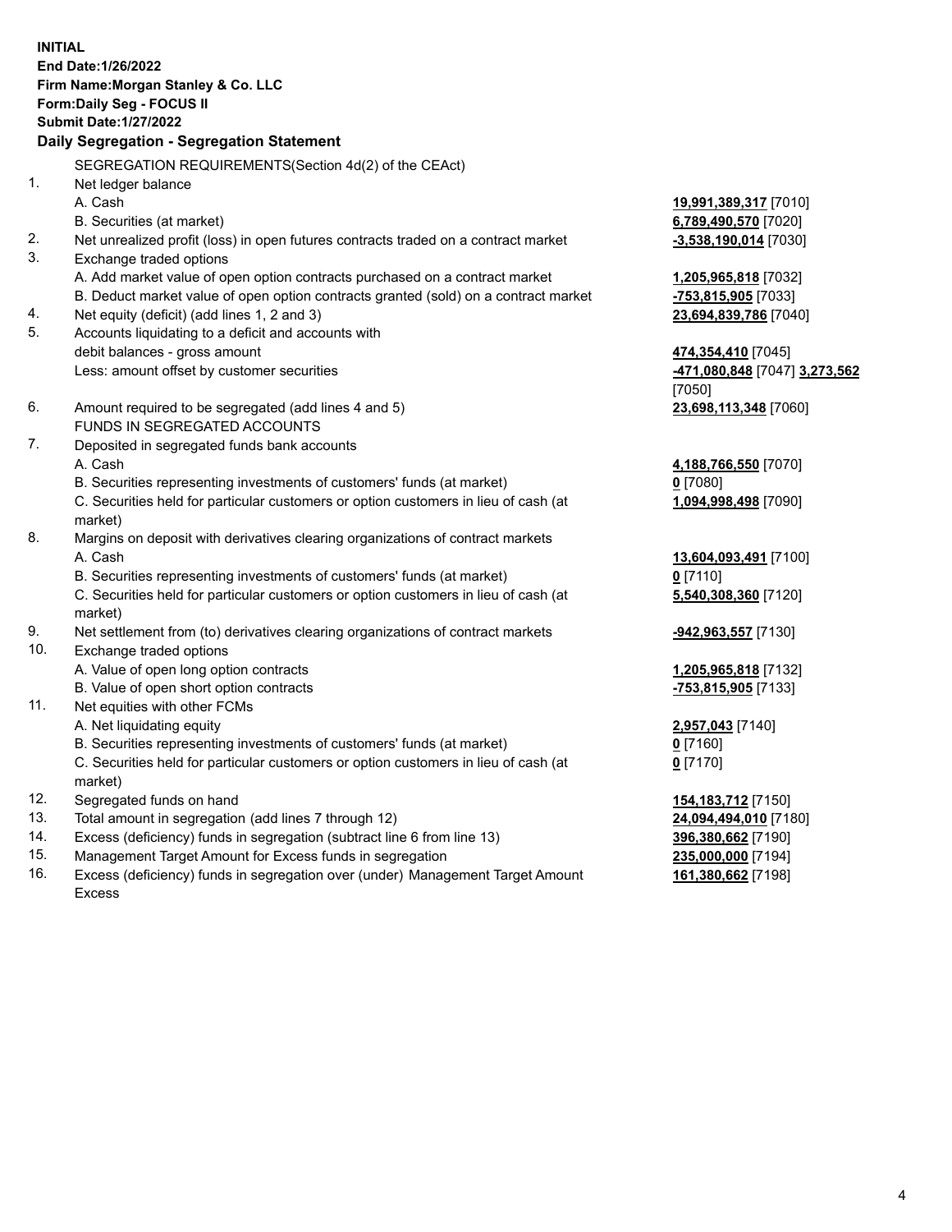**INITIAL**
**End Date:1/26/2022**
**Firm Name:Morgan Stanley & Co. LLC**
**Form:Daily Seg - FOCUS II**
**Submit Date:1/27/2022**

## Daily Segregation - Segregation Statement

SEGREGATION REQUIREMENTS(Section 4d(2) of the CEAct)

| No. | Item | Amount |
|---|---|---|
| 1. | Net ledger balance | |
| | A. Cash | **19,991,389,317** [7010] |
| | B. Securities (at market) | **6,789,490,570** [7020] |
| 2. | Net unrealized profit (loss) in open futures contracts traded on a contract market | **-3,538,190,014** [7030] |
| 3. | Exchange traded options | |
| | A. Add market value of open option contracts purchased on a contract market | **1,205,965,818** [7032] |
| | B. Deduct market value of open option contracts granted (sold) on a contract market | **-753,815,905** [7033] |
| 4. | Net equity (deficit) (add lines 1, 2 and 3) | **23,694,839,786** [7040] |
| 5. | Accounts liquidating to a deficit and accounts with debit balances - gross amount | **474,354,410** [7045] |
| | Less: amount offset by customer securities | **-471,080,848** [7047] **3,273,562** [7050] |
| 6. | Amount required to be segregated (add lines 4 and 5) | **23,698,113,348** [7060] |
| | FUNDS IN SEGREGATED ACCOUNTS | |
| 7. | Deposited in segregated funds bank accounts | |
| | A. Cash | **4,188,766,550** [7070] |
| | B. Securities representing investments of customers' funds (at market) | **0** [7080] |
| | C. Securities held for particular customers or option customers in lieu of cash (at market) | **1,094,998,498** [7090] |
| 8. | Margins on deposit with derivatives clearing organizations of contract markets | |
| | A. Cash | **13,604,093,491** [7100] |
| | B. Securities representing investments of customers' funds (at market) | **0** [7110] |
| | C. Securities held for particular customers or option customers in lieu of cash (at market) | **5,540,308,360** [7120] |
| 9. | Net settlement from (to) derivatives clearing organizations of contract markets | **-942,963,557** [7130] |
| 10. | Exchange traded options | |
| | A. Value of open long option contracts | **1,205,965,818** [7132] |
| | B. Value of open short option contracts | **-753,815,905** [7133] |
| 11. | Net equities with other FCMs | |
| | A. Net liquidating equity | **2,957,043** [7140] |
| | B. Securities representing investments of customers' funds (at market) | **0** [7160] |
| | C. Securities held for particular customers or option customers in lieu of cash (at market) | **0** [7170] |
| 12. | Segregated funds on hand | **154,183,712** [7150] |
| 13. | Total amount in segregation (add lines 7 through 12) | **24,094,494,010** [7180] |
| 14. | Excess (deficiency) funds in segregation (subtract line 6 from line 13) | **396,380,662** [7190] |
| 15. | Management Target Amount for Excess funds in segregation | **235,000,000** [7194] |
| 16. | Excess (deficiency) funds in segregation over (under) Management Target Amount Excess | **161,380,662** [7198] |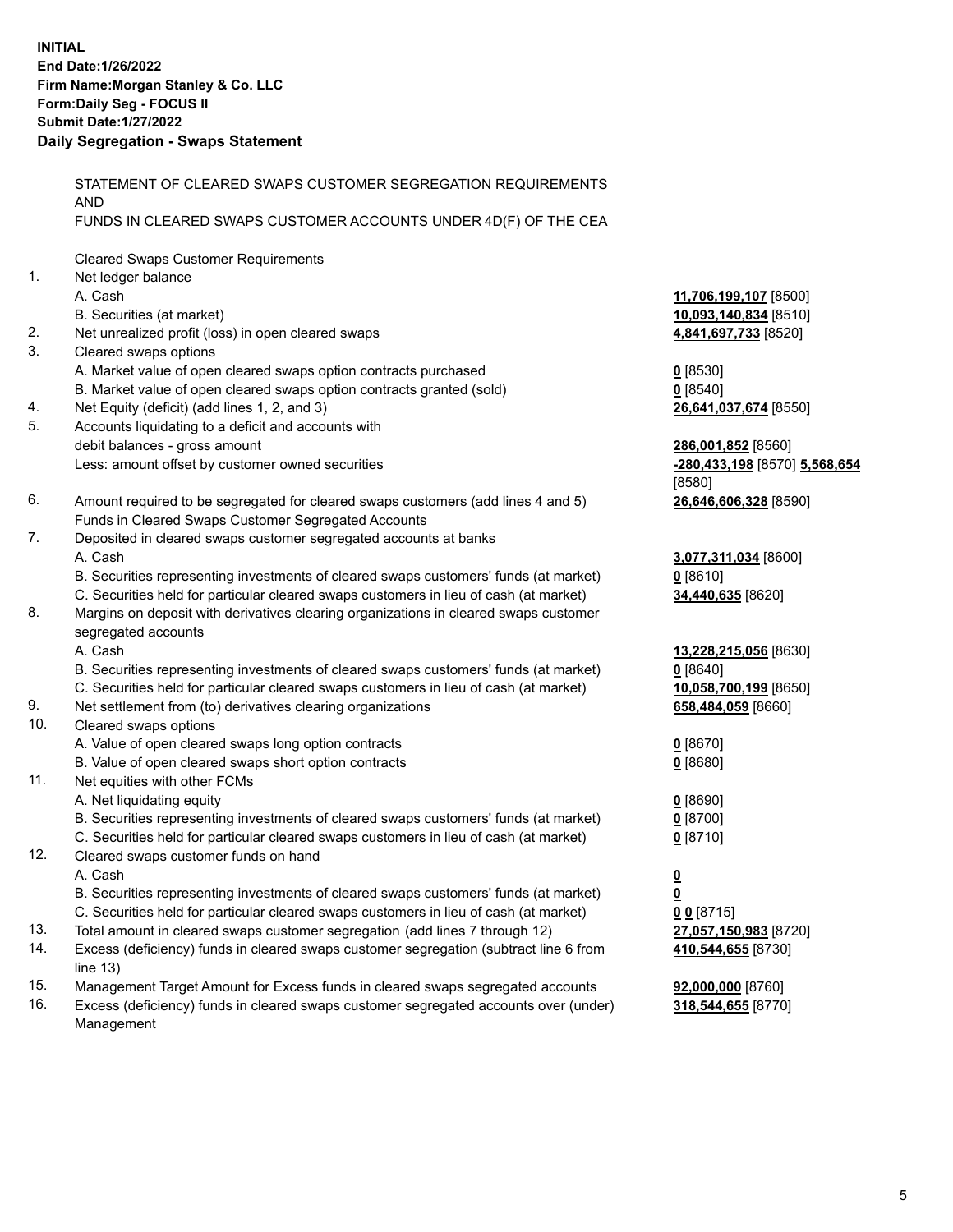**INITIAL**
**End Date:1/26/2022**
**Firm Name:Morgan Stanley & Co. LLC**
**Form:Daily Seg - FOCUS II**
**Submit Date:1/27/2022**
**Daily Segregation - Swaps Statement**

STATEMENT OF CLEARED SWAPS CUSTOMER SEGREGATION REQUIREMENTS AND
FUNDS IN CLEARED SWAPS CUSTOMER ACCOUNTS UNDER 4D(F) OF THE CEA

| | | |
|---|---|---|
| | Cleared Swaps Customer Requirements | |
| 1. | Net ledger balance | |
| | A. Cash | **11,706,199,107** [8500] |
| | B. Securities (at market) | **10,093,140,834** [8510] |
| 2. | Net unrealized profit (loss) in open cleared swaps | **4,841,697,733** [8520] |
| 3. | Cleared swaps options | |
| | A. Market value of open cleared swaps option contracts purchased | **0** [8530] |
| | B. Market value of open cleared swaps option contracts granted (sold) | **0** [8540] |
| 4. | Net Equity (deficit) (add lines 1, 2, and 3) | **26,641,037,674** [8550] |
| 5. | Accounts liquidating to a deficit and accounts with debit balances - gross amount | **286,001,852** [8560] |
| | Less: amount offset by customer owned securities | **-280,433,198** [8570] **5,568,654** [8580] |
| 6. | Amount required to be segregated for cleared swaps customers (add lines 4 and 5) | **26,646,606,328** [8590] |
| | Funds in Cleared Swaps Customer Segregated Accounts | |
| 7. | Deposited in cleared swaps customer segregated accounts at banks | |
| | A. Cash | **3,077,311,034** [8600] |
| | B. Securities representing investments of cleared swaps customers' funds (at market) | **0** [8610] |
| | C. Securities held for particular cleared swaps customers in lieu of cash (at market) | **34,440,635** [8620] |
| 8. | Margins on deposit with derivatives clearing organizations in cleared swaps customer segregated accounts | |
| | A. Cash | **13,228,215,056** [8630] |
| | B. Securities representing investments of cleared swaps customers' funds (at market) | **0** [8640] |
| | C. Securities held for particular cleared swaps customers in lieu of cash (at market) | **10,058,700,199** [8650] |
| 9. | Net settlement from (to) derivatives clearing organizations | **658,484,059** [8660] |
| 10. | Cleared swaps options | |
| | A. Value of open cleared swaps long option contracts | **0** [8670] |
| | B. Value of open cleared swaps short option contracts | **0** [8680] |
| 11. | Net equities with other FCMs | |
| | A. Net liquidating equity | **0** [8690] |
| | B. Securities representing investments of cleared swaps customers' funds (at market) | **0** [8700] |
| | C. Securities held for particular cleared swaps customers in lieu of cash (at market) | **0** [8710] |
| 12. | Cleared swaps customer funds on hand | |
| | A. Cash | **0** |
| | B. Securities representing investments of cleared swaps customers' funds (at market) | **0** |
| | C. Securities held for particular cleared swaps customers in lieu of cash (at market) | **0** **0** [8715] |
| 13. | Total amount in cleared swaps customer segregation (add lines 7 through 12) | **27,057,150,983** [8720] |
| 14. | Excess (deficiency) funds in cleared swaps customer segregation (subtract line 6 from line 13) | **410,544,655** [8730] |
| 15. | Management Target Amount for Excess funds in cleared swaps segregated accounts | **92,000,000** [8760] |
| 16. | Excess (deficiency) funds in cleared swaps customer segregated accounts over (under) Management | **318,544,655** [8770] |